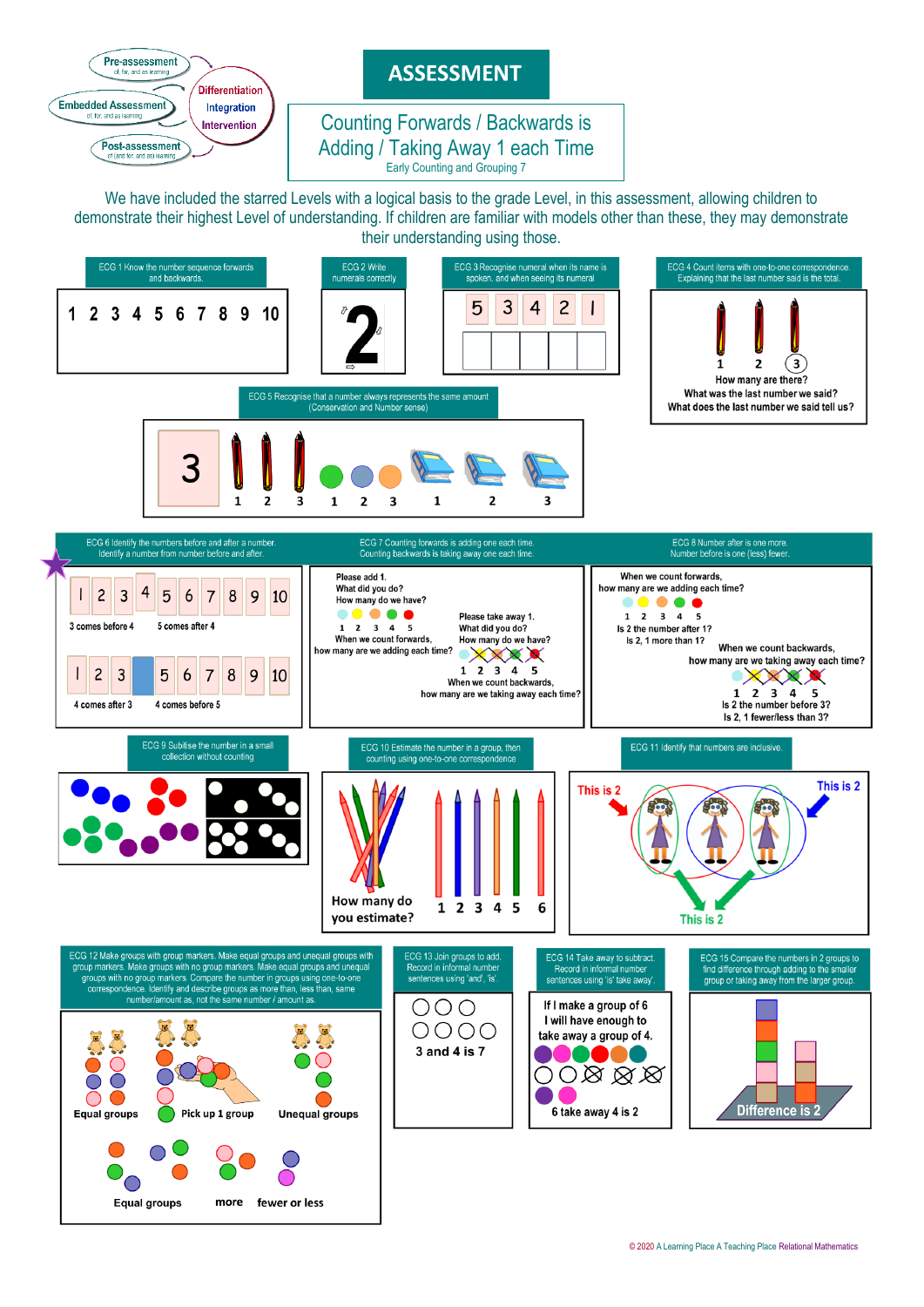Pre-assessment
of, for, and as learning

Embedded Assessment
of, for, and as learning

Post-assessment
of (and for, and as) learning

Differentiation
Integration
Intervention

# ASSESSMENT

## Counting Forwards / Backwards is Adding / Taking Away 1 each Time

Early Counting and Grouping 7

We have included the starred Levels with a logical basis to the grade Level, in this assessment, allowing children to demonstrate their highest Level of understanding. If children are familiar with models other than these, they may demonstrate their understanding using those.

**ECG 1** Know the number sequence forwards and backwards.

1 2 3 4 5 6 7 8 9 10

**ECG 2** Write numerals correctly

2

**ECG 3** Recognise numeral when its name is spoken, and when seeing its numeral

5 3 4 2 1

**ECG 4** Count items with one-to-one correspondence. Explaining that the last number said is the total.

1 2 3

How many are there?
What was the last number we said?
What does the last number we said tell us?

**ECG 5** Recognise that a number always represents the same amount (Conservation and Number sense)

3 — 1 2 3 — 1 2 3 — 1 2 3

**ECG 6** Identify the numbers before and after a number. Identify a number from number before and after.

1 2 3 4 5 6 7 8 9 10

3 comes before 4 — 5 comes after 4

1 2 3 _ 5 6 7 8 9 10

4 comes after 3 — 4 comes before 5

**ECG 7** Counting forwards is adding one each time. Counting backwards is taking away one each time.

Please add 1.
What did you do?
How many do we have?

1 2 3 4 5

When we count forwards, how many are we adding each time?

Please take away 1.
What did you do?
How many do we have?

1 2 3 4 5

When we count backwards, how many are we taking away each time?

**ECG 8** Number after is one more. Number before is one (less) fewer.

When we count forwards, how many are we adding each time?

1 2 3 4 5

Is 2 the number after 1?
Is 2, 1 more than 1?

When we count backwards, how many are we taking away each time?

1 2 3 4 5

Is 2 the number before 3?
Is 2, 1 fewer/less than 3?

**ECG 9** Subitise the number in a small collection without counting

**ECG 10** Estimate the number in a group, then counting using one-to-one correspondence

How many do you estimate?

1 2 3 4 5 6

**ECG 11** Identify that numbers are inclusive.

This is 2 — This is 2 — This is 2

**ECG 12** Make groups with group markers. Make equal groups and unequal groups with group markers. Make groups with no group markers. Make equal groups and unequal groups with no group markers. Compare the number in groups using one-to-one correspondence. Identify and describe groups as more than, less than, same number/amount as, not the same number / amount as.

Equal groups — Pick up 1 group — Unequal groups

Equal groups — more — fewer or less

**ECG 13** Join groups to add. Record in informal number sentences using 'and', 'is'.

3 and 4 is 7

**ECG 14** Take away to subtract. Record in informal number sentences using 'is' 'take away'.

If I make a group of 6 I will have enough to take away a group of 4.

6 take away 4 is 2

**ECG 15** Compare the numbers in 2 groups to find difference through adding to the smaller group or taking away from the larger group.

Difference is 2

© 2020 A Learning Place A Teaching Place Relational Mathematics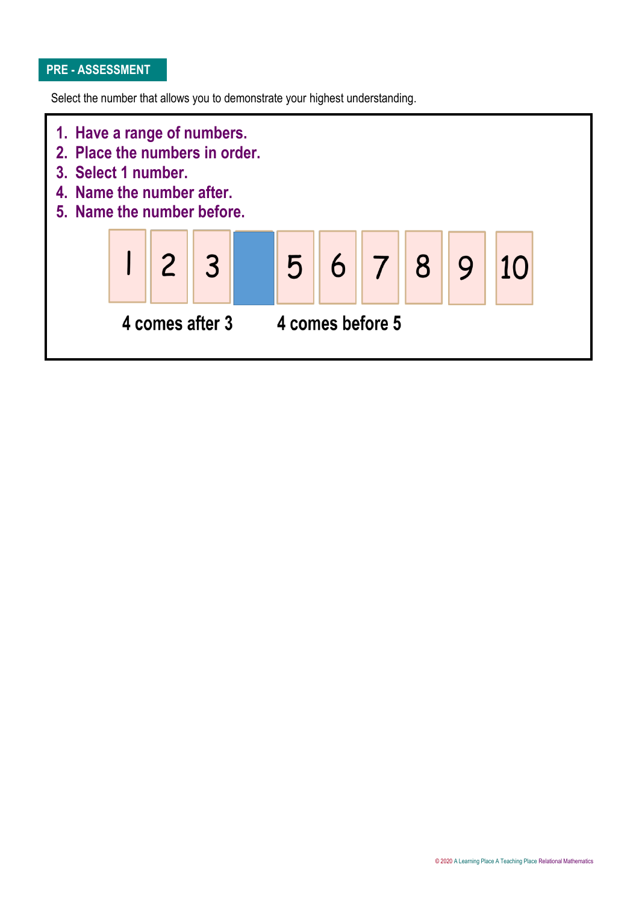## PRE - ASSESSMENT

Select the number that allows you to demonstrate your highest understanding.

1. Have a range of numbers.
2. Place the numbers in order.
3. Select 1 number.
4. Name the number after.
5. Name the number before.

| 1 | 2 | 3 |  | 5 | 6 | 7 | 8 | 9 | 10 |
|---|---|---|---|---|---|---|---|---|---|

4 comes after 3 &nbsp;&nbsp;&nbsp; 4 comes before 5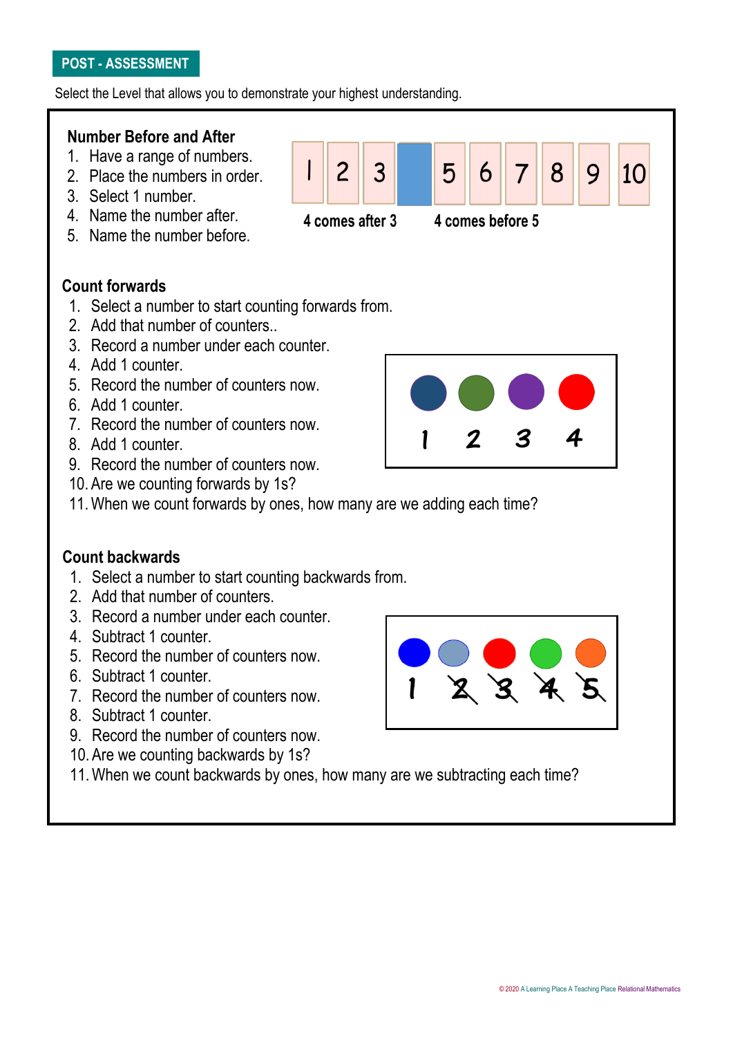**POST - ASSESSMENT**

Select the Level that allows you to demonstrate your highest understanding.

### Number Before and After

1. Have a range of numbers.
2. Place the numbers in order.
3. Select 1 number.
4. Name the number after.
5. Name the number before.

1 2 3 5 6 7 8 9 10

4 comes after 3

4 comes before 5

### Count forwards

1. Select a number to start counting forwards from.
2. Add that number of counters..
3. Record a number under each counter.
4. Add 1 counter.
5. Record the number of counters now.
6. Add 1 counter.
7. Record the number of counters now.
8. Add 1 counter.
9. Record the number of counters now.
10. Are we counting forwards by 1s?
11. When we count forwards by ones, how many are we adding each time?

1 2 3 4

### Count backwards

1. Select a number to start counting backwards from.
2. Add that number of counters.
3. Record a number under each counter.
4. Subtract 1 counter.
5. Record the number of counters now.
6. Subtract 1 counter.
7. Record the number of counters now.
8. Subtract 1 counter.
9. Record the number of counters now.
10. Are we counting backwards by 1s?
11. When we count backwards by ones, how many are we subtracting each time?

1 2 3 4 5

© 2020 A Learning Place A Teaching Place Relational Mathematics